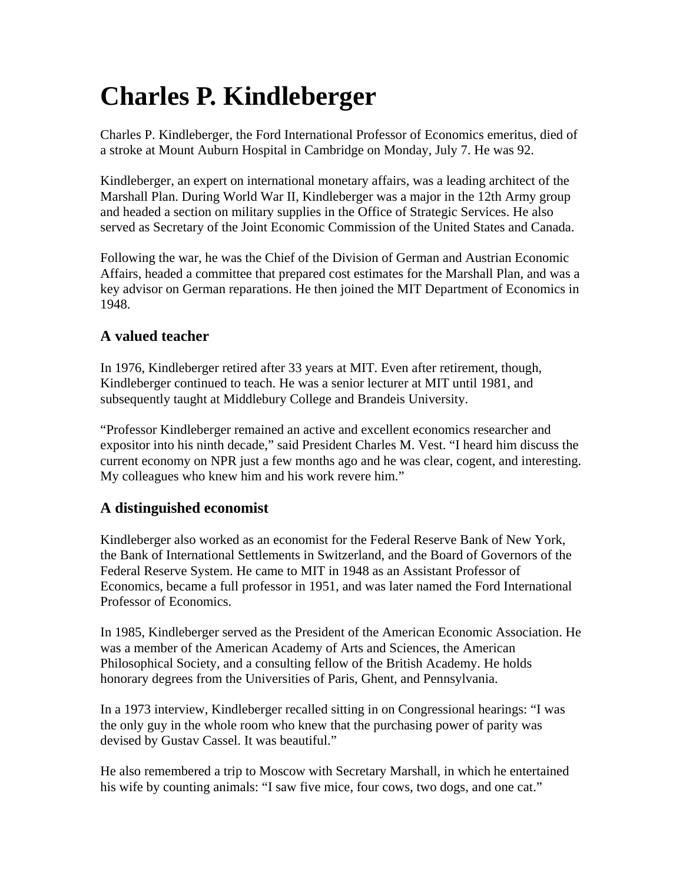# Charles P. Kindleberger

Charles P. Kindleberger, the Ford International Professor of Economics emeritus, died of a stroke at Mount Auburn Hospital in Cambridge on Monday, July 7. He was 92.

Kindleberger, an expert on international monetary affairs, was a leading architect of the Marshall Plan. During World War II, Kindleberger was a major in the 12th Army group and headed a section on military supplies in the Office of Strategic Services. He also served as Secretary of the Joint Economic Commission of the United States and Canada.

Following the war, he was the Chief of the Division of German and Austrian Economic Affairs, headed a committee that prepared cost estimates for the Marshall Plan, and was a key advisor on German reparations. He then joined the MIT Department of Economics in 1948.

## A valued teacher

In 1976, Kindleberger retired after 33 years at MIT. Even after retirement, though, Kindleberger continued to teach. He was a senior lecturer at MIT until 1981, and subsequently taught at Middlebury College and Brandeis University.

"Professor Kindleberger remained an active and excellent economics researcher and expositor into his ninth decade," said President Charles M. Vest. "I heard him discuss the current economy on NPR just a few months ago and he was clear, cogent, and interesting. My colleagues who knew him and his work revere him."

## A distinguished economist

Kindleberger also worked as an economist for the Federal Reserve Bank of New York, the Bank of International Settlements in Switzerland, and the Board of Governors of the Federal Reserve System. He came to MIT in 1948 as an Assistant Professor of Economics, became a full professor in 1951, and was later named the Ford International Professor of Economics.

In 1985, Kindleberger served as the President of the American Economic Association. He was a member of the American Academy of Arts and Sciences, the American Philosophical Society, and a consulting fellow of the British Academy. He holds honorary degrees from the Universities of Paris, Ghent, and Pennsylvania.

In a 1973 interview, Kindleberger recalled sitting in on Congressional hearings: "I was the only guy in the whole room who knew that the purchasing power of parity was devised by Gustav Cassel. It was beautiful."

He also remembered a trip to Moscow with Secretary Marshall, in which he entertained his wife by counting animals: "I saw five mice, four cows, two dogs, and one cat."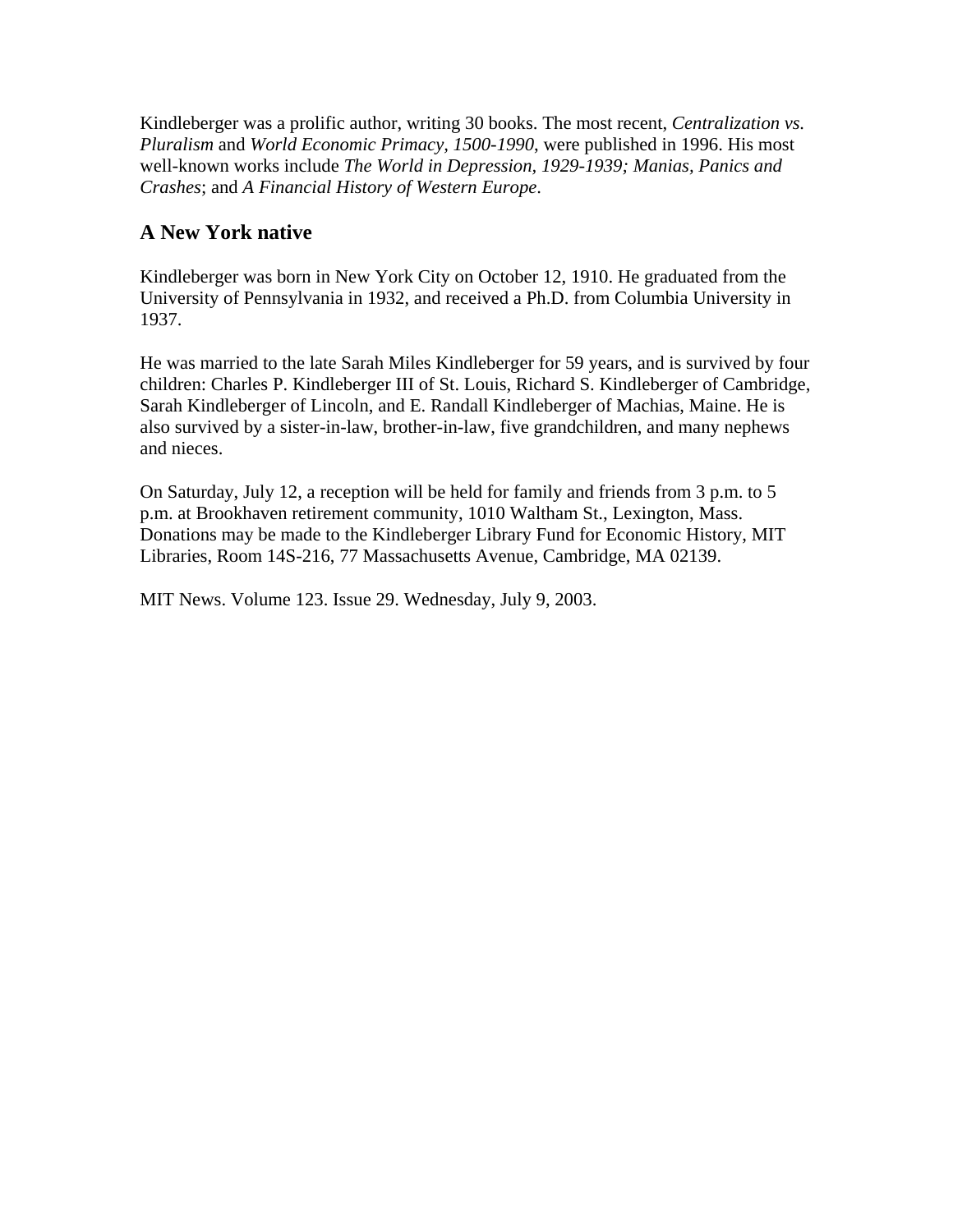Kindleberger was a prolific author, writing 30 books. The most recent, *Centralization vs. Pluralism* and *World Economic Primacy, 1500-1990*, were published in 1996. His most well-known works include *The World in Depression, 1929-1939; Manias, Panics and Crashes*; and *A Financial History of Western Europe*.

## A New York native

Kindleberger was born in New York City on October 12, 1910. He graduated from the University of Pennsylvania in 1932, and received a Ph.D. from Columbia University in 1937.

He was married to the late Sarah Miles Kindleberger for 59 years, and is survived by four children: Charles P. Kindleberger III of St. Louis, Richard S. Kindleberger of Cambridge, Sarah Kindleberger of Lincoln, and E. Randall Kindleberger of Machias, Maine. He is also survived by a sister-in-law, brother-in-law, five grandchildren, and many nephews and nieces.

On Saturday, July 12, a reception will be held for family and friends from 3 p.m. to 5 p.m. at Brookhaven retirement community, 1010 Waltham St., Lexington, Mass. Donations may be made to the Kindleberger Library Fund for Economic History, MIT Libraries, Room 14S-216, 77 Massachusetts Avenue, Cambridge, MA 02139.

MIT News. Volume 123. Issue 29. Wednesday, July 9, 2003.